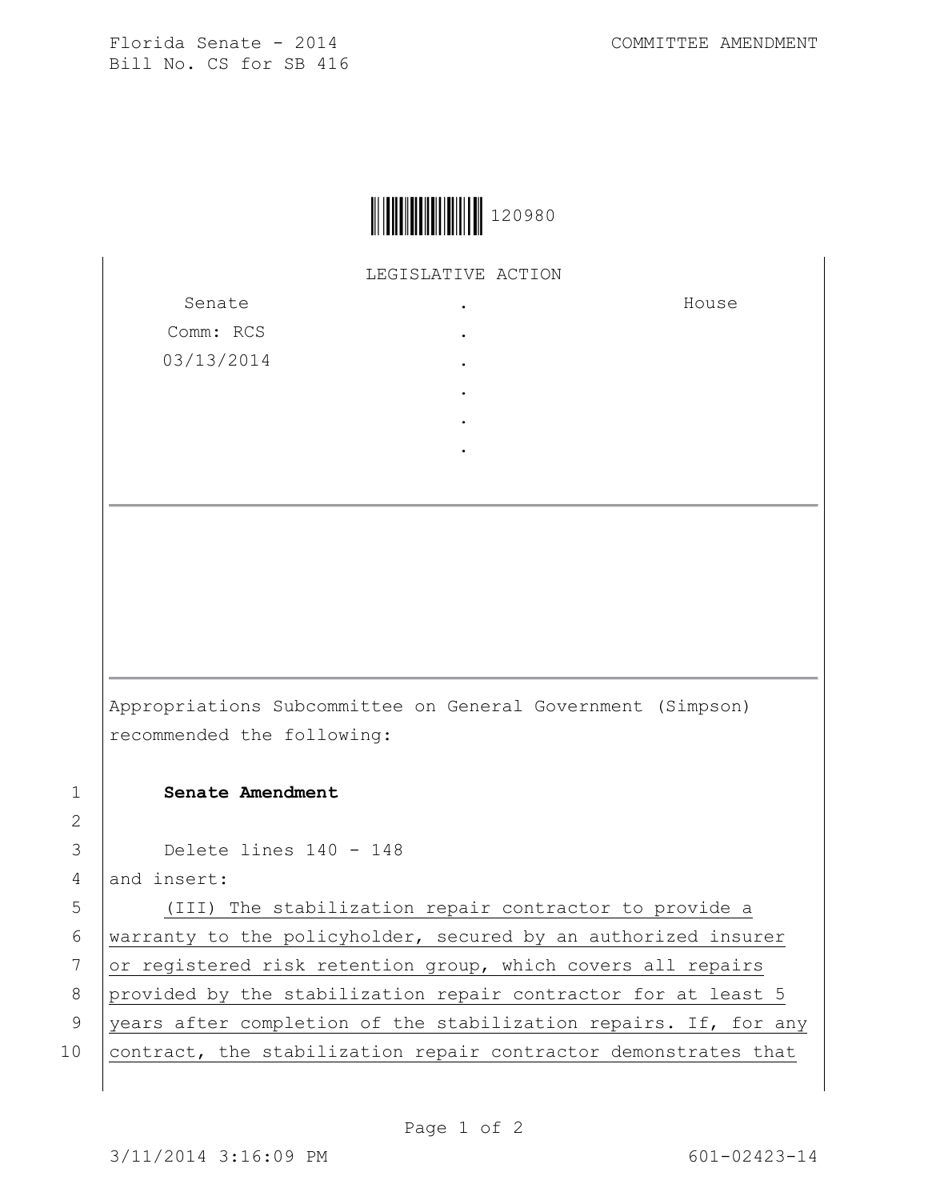Florida Senate - 2014
Bill No. CS for SB 416

COMMITTEE AMENDMENT

120980

LEGISLATIVE ACTION

| Senate | . | House |
|---|---|---|
| Comm: RCS | . | |
| 03/13/2014 | . | |

Appropriations Subcommittee on General Government (Simpson) recommended the following:

1 **Senate Amendment**
2
3 Delete lines 140 - 148
4 and insert:
5 (III) The stabilization repair contractor to provide a
6 warranty to the policyholder, secured by an authorized insurer
7 or registered risk retention group, which covers all repairs
8 provided by the stabilization repair contractor for at least 5
9 years after completion of the stabilization repairs. If, for any
10 contract, the stabilization repair contractor demonstrates that

3/11/2014 3:16:09 PM 601-02423-14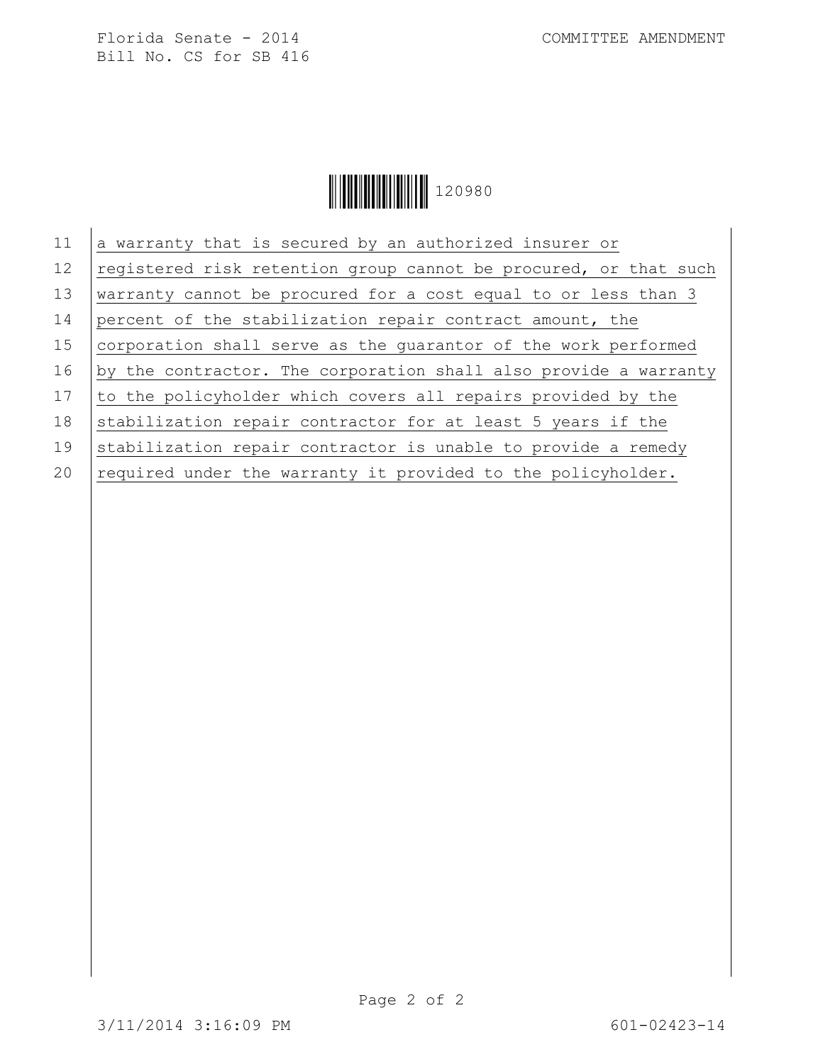11 a warranty that is secured by an authorized insurer or
12 registered risk retention group cannot be procured, or that such
13 warranty cannot be procured for a cost equal to or less than 3
14 percent of the stabilization repair contract amount, the
15 corporation shall serve as the guarantor of the work performed
16 by the contractor. The corporation shall also provide a warranty
17 to the policyholder which covers all repairs provided by the
18 stabilization repair contractor for at least 5 years if the
19 stabilization repair contractor is unable to provide a remedy
20 required under the warranty it provided to the policyholder.